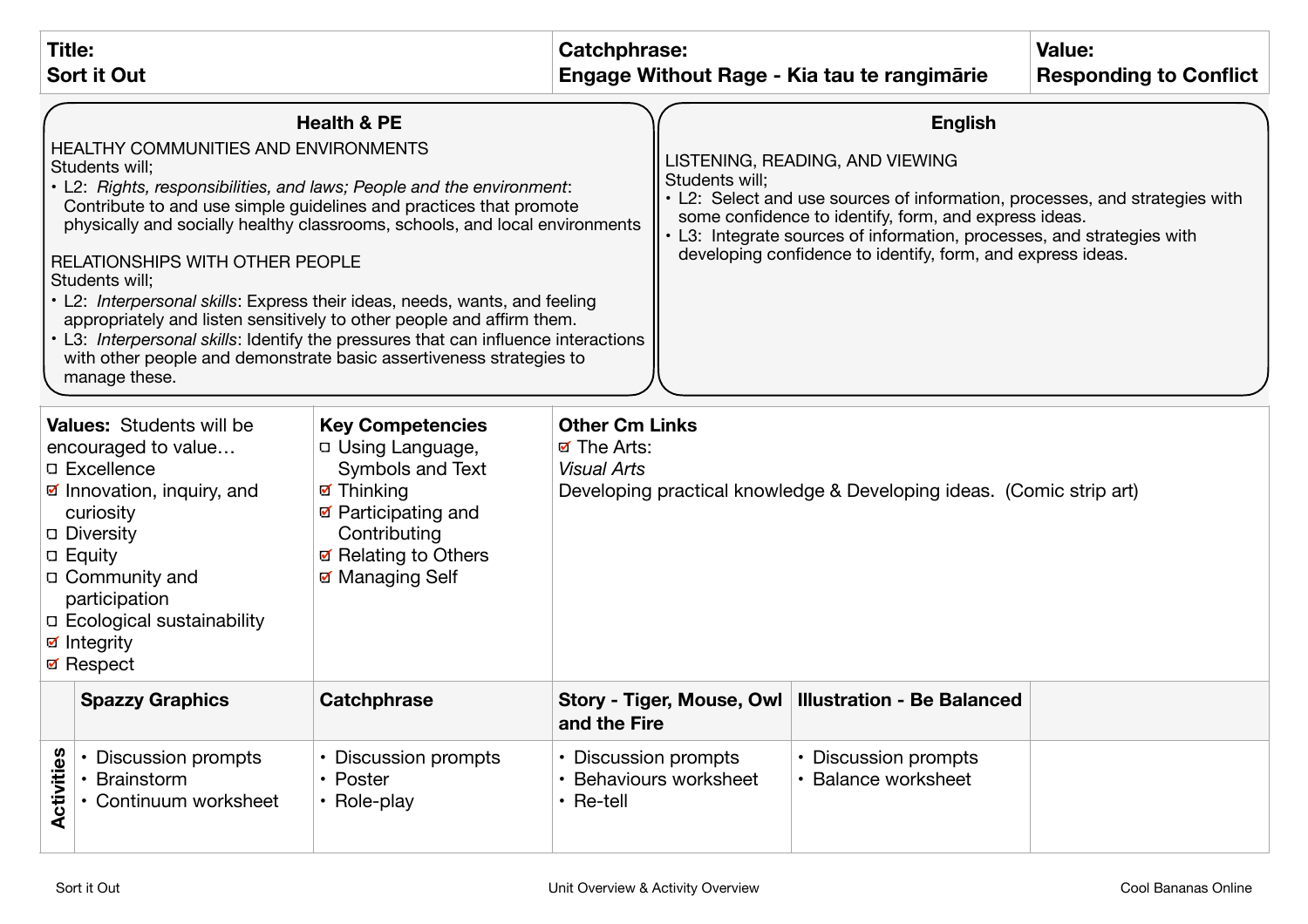| Title: | Catchphrase: | Value: |
| --- | --- | --- |
| **Sort it Out** | **Engage Without Rage - Kia tau te rangimārie** | **Responding to Conflict** |

### Health & PE

HEALTHY COMMUNITIES AND ENVIRONMENTS
Students will;

- L2: *Rights, responsibilities, and laws; People and the environment*: Contribute to and use simple guidelines and practices that promote physically and socially healthy classrooms, schools, and local environments

RELATIONSHIPS WITH OTHER PEOPLE
Students will;

- L2: *Interpersonal skills*: Express their ideas, needs, wants, and feeling appropriately and listen sensitively to other people and affirm them.
- L3: *Interpersonal skills*: Identify the pressures that can influence interactions with other people and demonstrate basic assertiveness strategies to manage these.

### English

LISTENING, READING, AND VIEWING
Students will;

- L2: Select and use sources of information, processes, and strategies with some confidence to identify, form, and express ideas.
- L3: Integrate sources of information, processes, and strategies with developing confidence to identify, form, and express ideas.

| **Values:** Students will be encouraged to value… | **Key Competencies** | **Other Cm Links** |
| --- | --- | --- |
| ☐ Excellence<br>☑ Innovation, inquiry, and curiosity<br>☐ Diversity<br>☐ Equity<br>☐ Community and participation<br>☐ Ecological sustainability<br>☑ Integrity<br>☑ Respect | ☐ Using Language, Symbols and Text<br>☑ Thinking<br>☑ Participating and Contributing<br>☑ Relating to Others<br>☑ Managing Self | ☑ The Arts:<br>*Visual Arts*<br>Developing practical knowledge & Developing ideas. (Comic strip art) |

| | **Spazzy Graphics** | **Catchphrase** | **Story - Tiger, Mouse, Owl and the Fire** | **Illustration - Be Balanced** | |
| --- | --- | --- | --- | --- | --- |
| **Activities** | • Discussion prompts<br>• Brainstorm<br>• Continuum worksheet | • Discussion prompts<br>• Poster<br>• Role-play | • Discussion prompts<br>• Behaviours worksheet<br>• Re-tell | • Discussion prompts<br>• Balance worksheet | |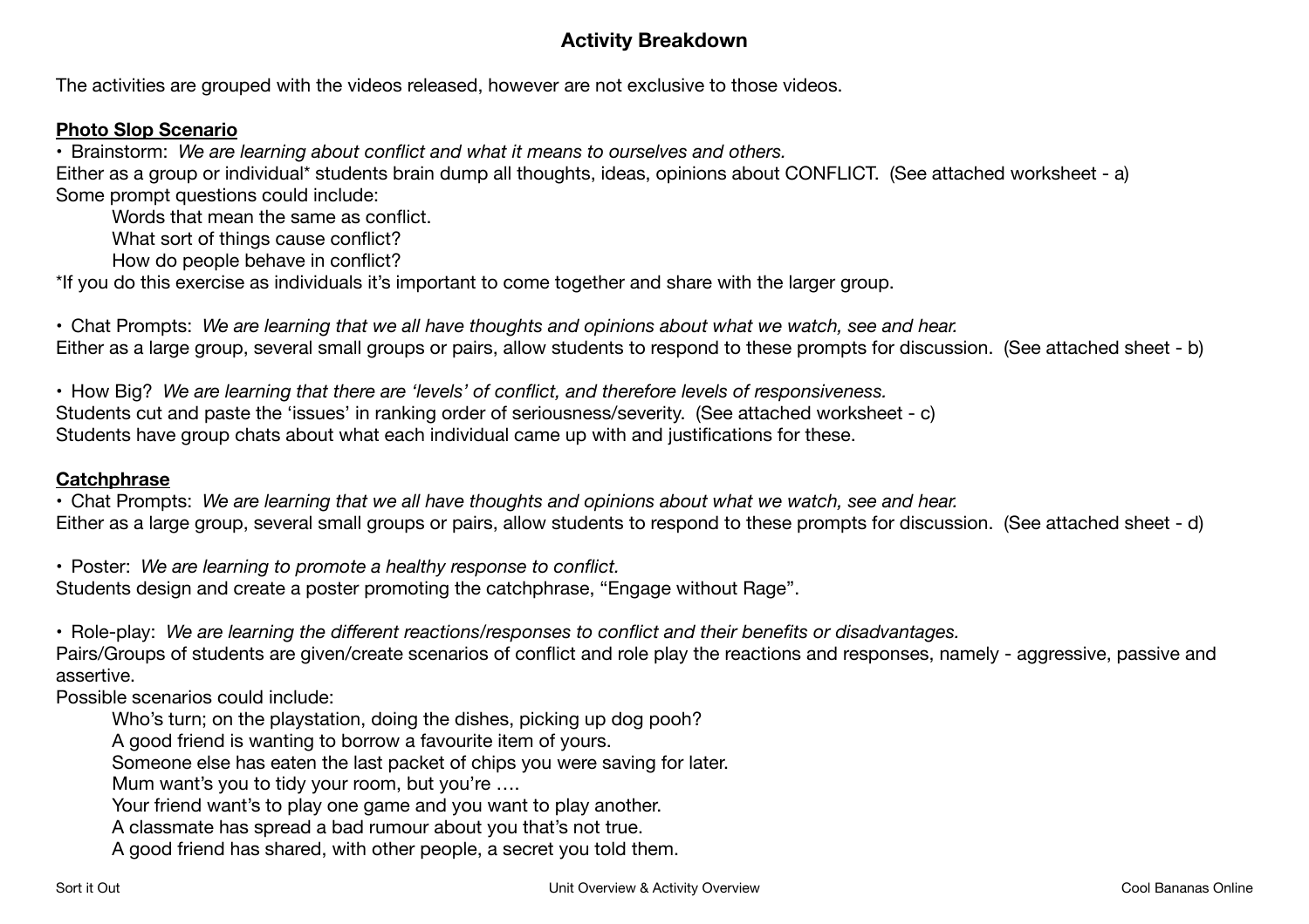## Activity Breakdown

The activities are grouped with the videos released, however are not exclusive to those videos.

**Photo Slop Scenario**

• Brainstorm: *We are learning about conflict and what it means to ourselves and others.*
Either as a group or individual* students brain dump all thoughts, ideas, opinions about CONFLICT. (See attached worksheet - a)
Some prompt questions could include:

> Words that mean the same as conflict.
> What sort of things cause conflict?
> How do people behave in conflict?

*If you do this exercise as individuals it's important to come together and share with the larger group.

• Chat Prompts: *We are learning that we all have thoughts and opinions about what we watch, see and hear.*
Either as a large group, several small groups or pairs, allow students to respond to these prompts for discussion. (See attached sheet - b)

• How Big? *We are learning that there are 'levels' of conflict, and therefore levels of responsiveness.*
Students cut and paste the 'issues' in ranking order of seriousness/severity. (See attached worksheet - c)
Students have group chats about what each individual came up with and justifications for these.

**Catchphrase**

• Chat Prompts: *We are learning that we all have thoughts and opinions about what we watch, see and hear.*
Either as a large group, several small groups or pairs, allow students to respond to these prompts for discussion. (See attached sheet - d)

• Poster: *We are learning to promote a healthy response to conflict.*
Students design and create a poster promoting the catchphrase, "Engage without Rage".

• Role-play: *We are learning the different reactions/responses to conflict and their benefits or disadvantages.*
Pairs/Groups of students are given/create scenarios of conflict and role play the reactions and responses, namely - aggressive, passive and assertive.
Possible scenarios could include:

> Who's turn; on the playstation, doing the dishes, picking up dog pooh?
> A good friend is wanting to borrow a favourite item of yours.
> Someone else has eaten the last packet of chips you were saving for later.
> Mum want's you to tidy your room, but you're ….
> Your friend want's to play one game and you want to play another.
> A classmate has spread a bad rumour about you that's not true.
> A good friend has shared, with other people, a secret you told them.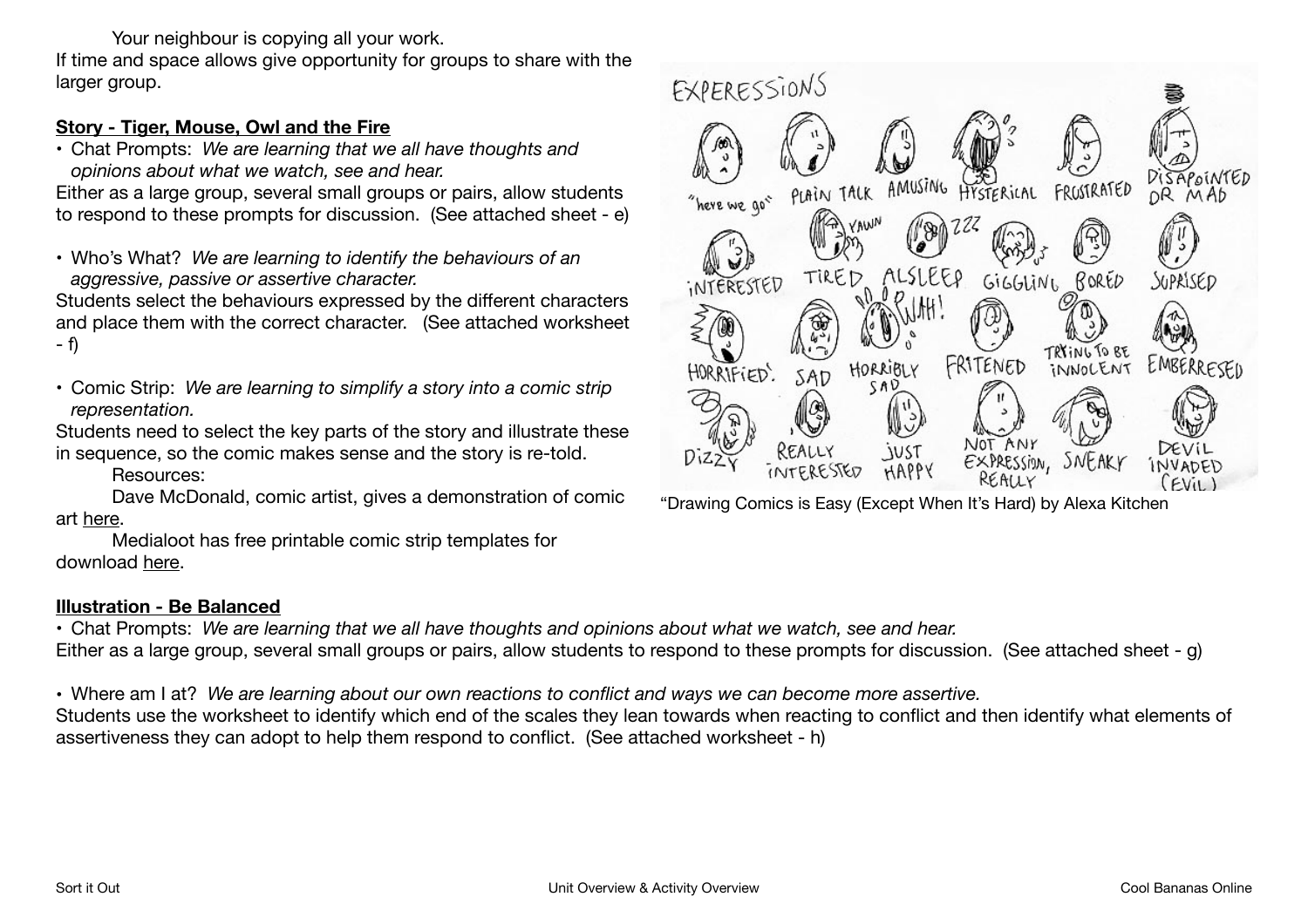Your neighbour is copying all your work.

If time and space allows give opportunity for groups to share with the larger group.

**Story - Tiger, Mouse, Owl and the Fire**

- Chat Prompts: *We are learning that we all have thoughts and opinions about what we watch, see and hear.*

Either as a large group, several small groups or pairs, allow students to respond to these prompts for discussion. (See attached sheet - e)

- Who's What? *We are learning to identify the behaviours of an aggressive, passive or assertive character.*

Students select the behaviours expressed by the different characters and place them with the correct character. (See attached worksheet - f)

- Comic Strip: *We are learning to simplify a story into a comic strip representation.*

Students need to select the key parts of the story and illustrate these in sequence, so the comic makes sense and the story is re-told.

Resources:

Dave McDonald, comic artist, gives a demonstration of comic art here.

Medialoot has free printable comic strip templates for download here.

EXPERESSIONS

"here we go" PLAIN TALK AMUSING HYSTERICAL FRUSTRATED DISAPOINTED OR MAD

INTERESTED TIRED ALSLEEP GIGGLING BORED SUPRISED

HORRIFIED! SAD HORRIBLY SAD FRITENED TRYING TO BE INNOLENT EMBERRESED

DIZZY REALLY INTERESTED JUST HAPPY NOT ANY EXPRESSION, REALLY SNEAKY DEVIL INVADED (EVIL)

"Drawing Comics is Easy (Except When It's Hard) by Alexa Kitchen

**Illustration - Be Balanced**

- Chat Prompts: *We are learning that we all have thoughts and opinions about what we watch, see and hear.*

Either as a large group, several small groups or pairs, allow students to respond to these prompts for discussion. (See attached sheet - g)

- Where am I at? *We are learning about our own reactions to conflict and ways we can become more assertive.*

Students use the worksheet to identify which end of the scales they lean towards when reacting to conflict and then identify what elements of assertiveness they can adopt to help them respond to conflict. (See attached worksheet - h)